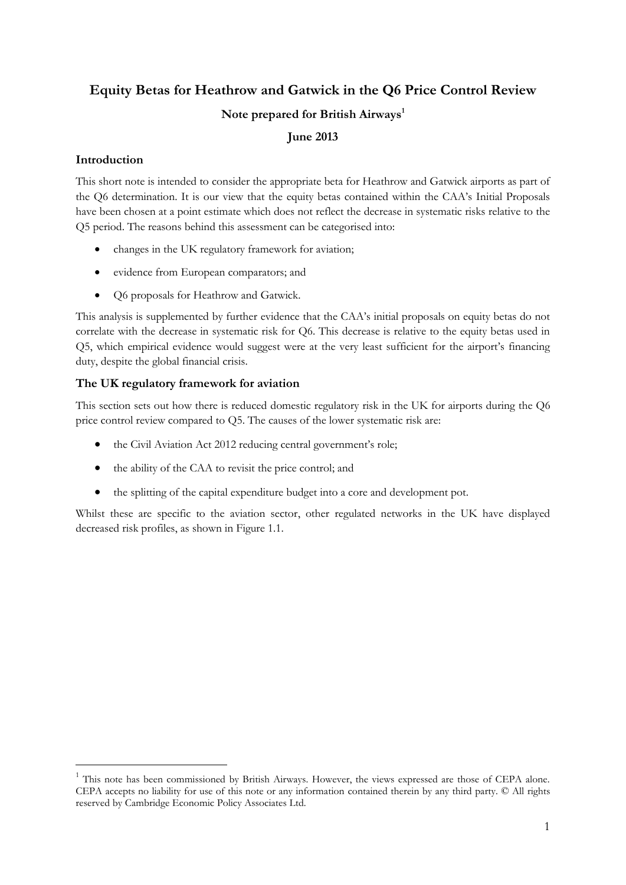# Equity Betas for Heathrow and Gatwick in the Q6 Price Control Review

**Note prepared for British Airways[1]**

**June 2013**

## Introduction

This short note is intended to consider the appropriate beta for Heathrow and Gatwick airports as part of the Q6 determination. It is our view that the equity betas contained within the CAA's Initial Proposals have been chosen at a point estimate which does not reflect the decrease in systematic risks relative to the Q5 period. The reasons behind this assessment can be categorised into:

- changes in the UK regulatory framework for aviation;
- evidence from European comparators; and
- Q6 proposals for Heathrow and Gatwick.

This analysis is supplemented by further evidence that the CAA's initial proposals on equity betas do not correlate with the decrease in systematic risk for Q6. This decrease is relative to the equity betas used in Q5, which empirical evidence would suggest were at the very least sufficient for the airport's financing duty, despite the global financial crisis.

## The UK regulatory framework for aviation

This section sets out how there is reduced domestic regulatory risk in the UK for airports during the Q6 price control review compared to Q5. The causes of the lower systematic risk are:

- the Civil Aviation Act 2012 reducing central government's role;
- the ability of the CAA to revisit the price control; and
- the splitting of the capital expenditure budget into a core and development pot.

Whilst these are specific to the aviation sector, other regulated networks in the UK have displayed decreased risk profiles, as shown in Figure 1.1.

---

[1] This note has been commissioned by British Airways. However, the views expressed are those of CEPA alone. CEPA accepts no liability for use of this note or any information contained therein by any third party. © All rights reserved by Cambridge Economic Policy Associates Ltd.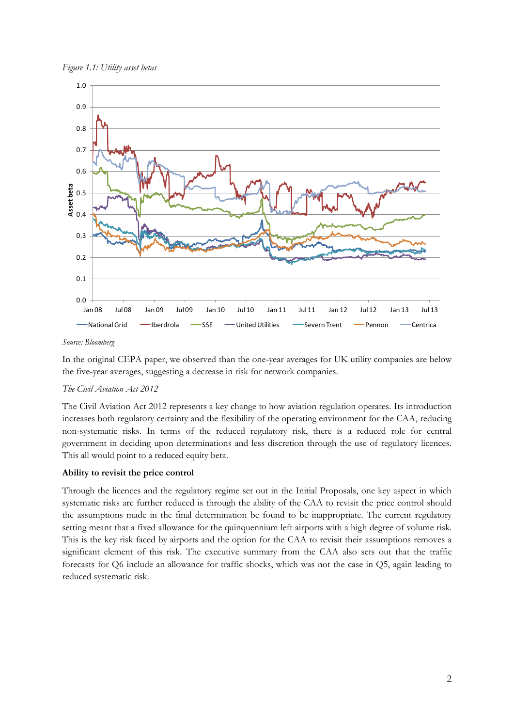*Figure 1.1: Utility asset betas*

*Source: Bloomberg*

In the original CEPA paper, we observed than the one-year averages for UK utility companies are below the five-year averages, suggesting a decrease in risk for network companies.

*The Civil Aviation Act 2012*

The Civil Aviation Act 2012 represents a key change to how aviation regulation operates. Its introduction increases both regulatory certainty and the flexibility of the operating environment for the CAA, reducing non-systematic risks. In terms of the reduced regulatory risk, there is a reduced role for central government in deciding upon determinations and less discretion through the use of regulatory licences. This all would point to a reduced equity beta.

**Ability to revisit the price control**

Through the licences and the regulatory regime set out in the Initial Proposals, one key aspect in which systematic risks are further reduced is through the ability of the CAA to revisit the price control should the assumptions made in the final determination be found to be inappropriate. The current regulatory setting meant that a fixed allowance for the quinquennium left airports with a high degree of volume risk. This is the key risk faced by airports and the option for the CAA to revisit their assumptions removes a significant element of this risk. The executive summary from the CAA also sets out that the traffic forecasts for Q6 include an allowance for traffic shocks, which was not the case in Q5, again leading to reduced systematic risk.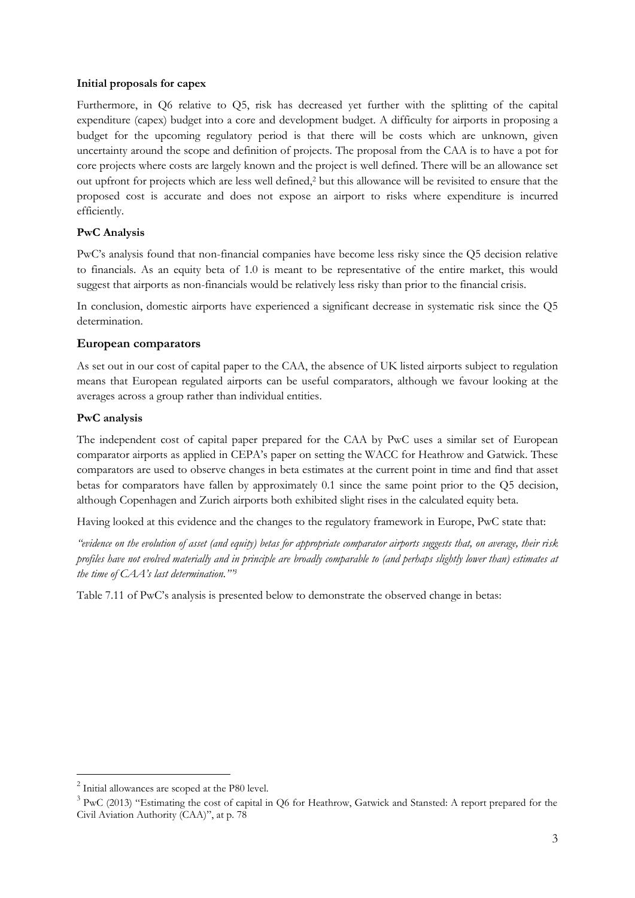**Initial proposals for capex**

Furthermore, in Q6 relative to Q5, risk has decreased yet further with the splitting of the capital expenditure (capex) budget into a core and development budget. A difficulty for airports in proposing a budget for the upcoming regulatory period is that there will be costs which are unknown, given uncertainty around the scope and definition of projects. The proposal from the CAA is to have a pot for core projects where costs are largely known and the project is well defined. There will be an allowance set out upfront for projects which are less well defined,[2] but this allowance will be revisited to ensure that the proposed cost is accurate and does not expose an airport to risks where expenditure is incurred efficiently.

**PwC Analysis**

PwC's analysis found that non-financial companies have become less risky since the Q5 decision relative to financials. As an equity beta of 1.0 is meant to be representative of the entire market, this would suggest that airports as non-financials would be relatively less risky than prior to the financial crisis.

In conclusion, domestic airports have experienced a significant decrease in systematic risk since the Q5 determination.

## European comparators

As set out in our cost of capital paper to the CAA, the absence of UK listed airports subject to regulation means that European regulated airports can be useful comparators, although we favour looking at the averages across a group rather than individual entities.

**PwC analysis**

The independent cost of capital paper prepared for the CAA by PwC uses a similar set of European comparator airports as applied in CEPA's paper on setting the WACC for Heathrow and Gatwick. These comparators are used to observe changes in beta estimates at the current point in time and find that asset betas for comparators have fallen by approximately 0.1 since the same point prior to the Q5 decision, although Copenhagen and Zurich airports both exhibited slight rises in the calculated equity beta.

Having looked at this evidence and the changes to the regulatory framework in Europe, PwC state that:

*"evidence on the evolution of asset (and equity) betas for appropriate comparator airports suggests that, on average, their risk profiles have not evolved materially and in principle are broadly comparable to (and perhaps slightly lower than) estimates at the time of CAA's last determination."*[3]

Table 7.11 of PwC's analysis is presented below to demonstrate the observed change in betas:

---

[2] Initial allowances are scoped at the P80 level.

[3] PwC (2013) "Estimating the cost of capital in Q6 for Heathrow, Gatwick and Stansted: A report prepared for the Civil Aviation Authority (CAA)", at p. 78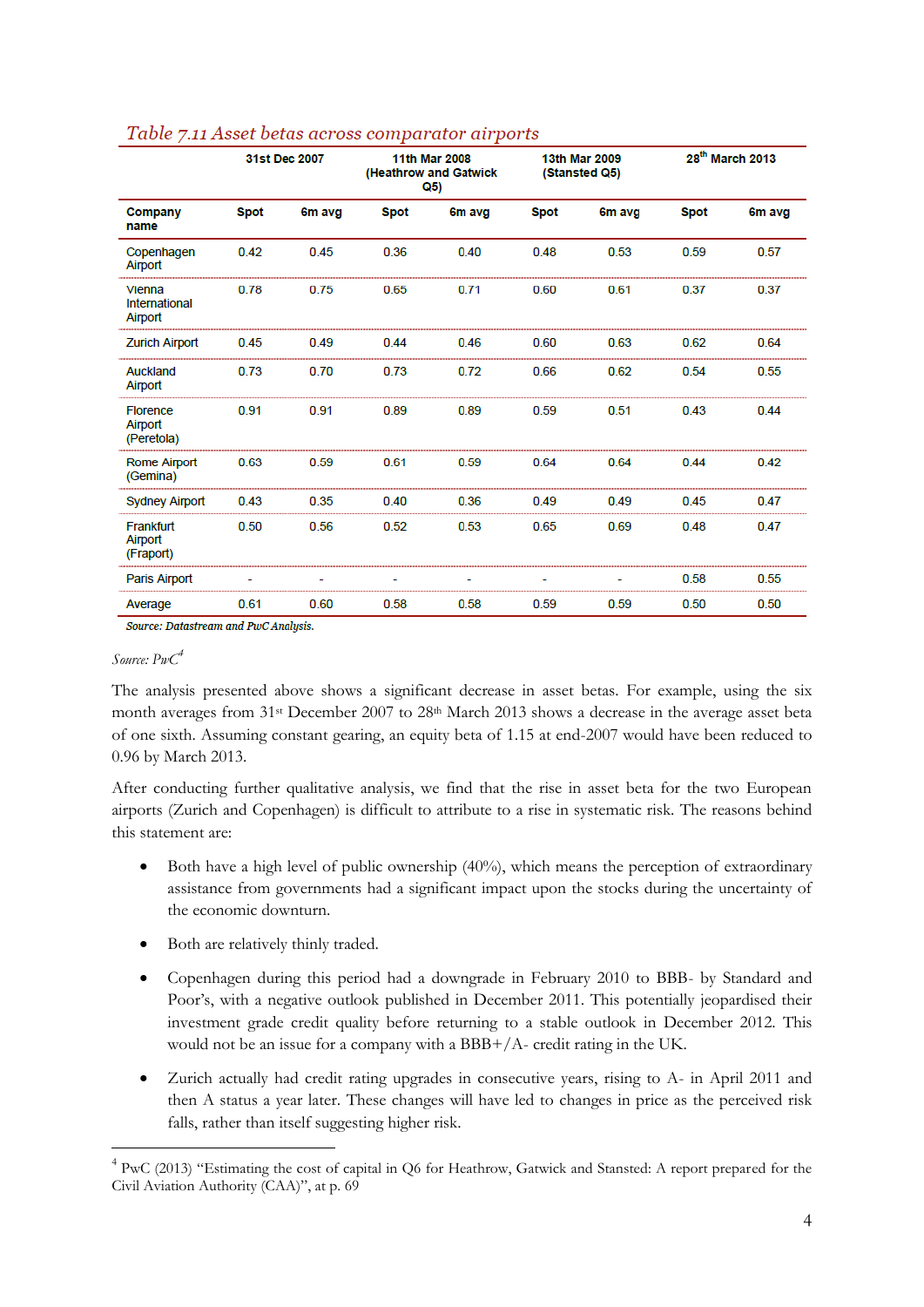*Table 7.11 Asset betas across comparator airports*

| | 31st Dec 2007 | | 11th Mar 2008 (Heathrow and Gatwick Q5) | | 13th Mar 2009 (Stansted Q5) | | 28th March 2013 | |
|---|---|---|---|---|---|---|---|---|
| **Company name** | **Spot** | **6m avg** | **Spot** | **6m avg** | **Spot** | **6m avg** | **Spot** | **6m avg** |
| Copenhagen Airport | 0.42 | 0.45 | 0.36 | 0.40 | 0.48 | 0.53 | 0.59 | 0.57 |
| Vienna International Airport | 0.78 | 0.75 | 0.65 | 0.71 | 0.60 | 0.61 | 0.37 | 0.37 |
| Zurich Airport | 0.45 | 0.49 | 0.44 | 0.46 | 0.60 | 0.63 | 0.62 | 0.64 |
| Auckland Airport | 0.73 | 0.70 | 0.73 | 0.72 | 0.66 | 0.62 | 0.54 | 0.55 |
| Florence Airport (Peretola) | 0.91 | 0.91 | 0.89 | 0.89 | 0.59 | 0.51 | 0.43 | 0.44 |
| Rome Airport (Gemina) | 0.63 | 0.59 | 0.61 | 0.59 | 0.64 | 0.64 | 0.44 | 0.42 |
| Sydney Airport | 0.43 | 0.35 | 0.40 | 0.36 | 0.49 | 0.49 | 0.45 | 0.47 |
| Frankfurt Airport (Fraport) | 0.50 | 0.56 | 0.52 | 0.53 | 0.65 | 0.69 | 0.48 | 0.47 |
| Paris Airport | - | - | - | - | - | - | 0.58 | 0.55 |
| Average | 0.61 | 0.60 | 0.58 | 0.58 | 0.59 | 0.59 | 0.50 | 0.50 |

*Source: Datastream and PwC Analysis.*

*Source: PwC*[4]

The analysis presented above shows a significant decrease in asset betas. For example, using the six month averages from 31st December 2007 to 28th March 2013 shows a decrease in the average asset beta of one sixth. Assuming constant gearing, an equity beta of 1.15 at end-2007 would have been reduced to 0.96 by March 2013.

After conducting further qualitative analysis, we find that the rise in asset beta for the two European airports (Zurich and Copenhagen) is difficult to attribute to a rise in systematic risk. The reasons behind this statement are:

- Both have a high level of public ownership (40%), which means the perception of extraordinary assistance from governments had a significant impact upon the stocks during the uncertainty of the economic downturn.
- Both are relatively thinly traded.
- Copenhagen during this period had a downgrade in February 2010 to BBB- by Standard and Poor's, with a negative outlook published in December 2011. This potentially jeopardised their investment grade credit quality before returning to a stable outlook in December 2012. This would not be an issue for a company with a BBB+/A- credit rating in the UK.
- Zurich actually had credit rating upgrades in consecutive years, rising to A- in April 2011 and then A status a year later. These changes will have led to changes in price as the perceived risk falls, rather than itself suggesting higher risk.

[4] PwC (2013) "Estimating the cost of capital in Q6 for Heathrow, Gatwick and Stansted: A report prepared for the Civil Aviation Authority (CAA)", at p. 69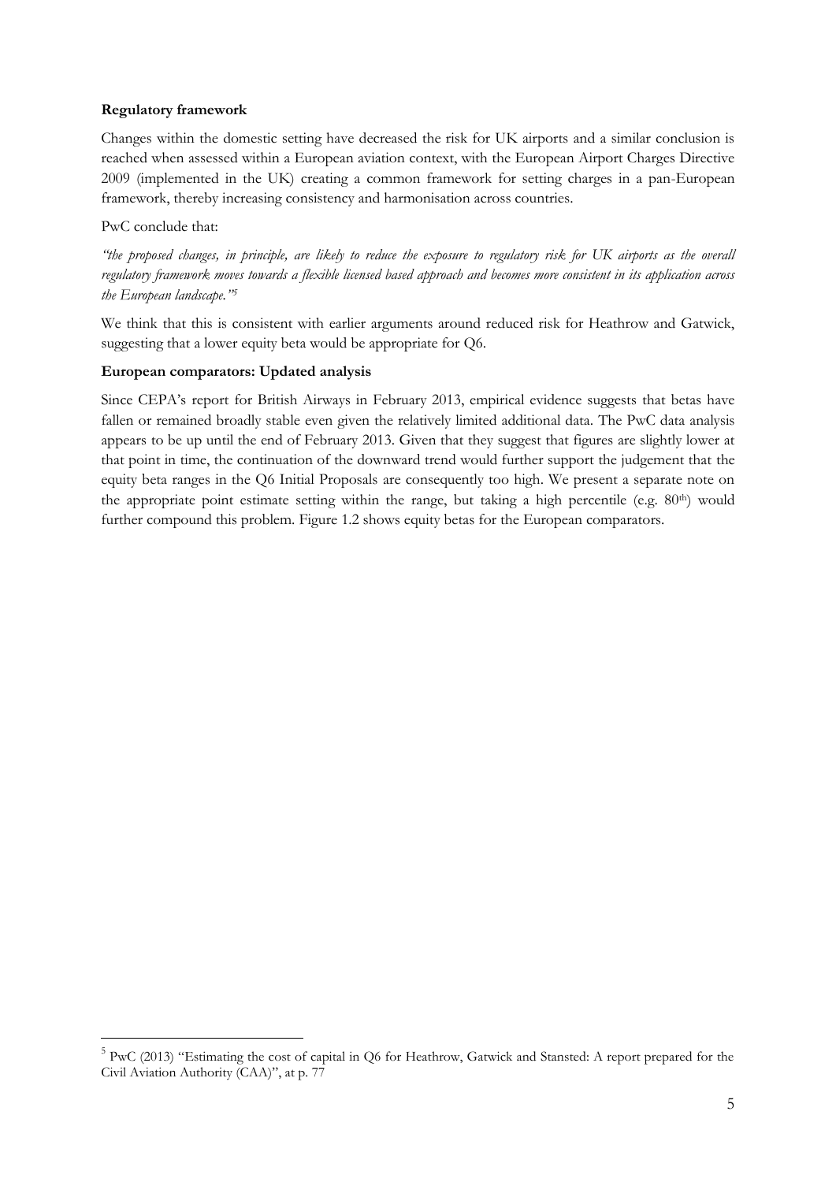**Regulatory framework**

Changes within the domestic setting have decreased the risk for UK airports and a similar conclusion is reached when assessed within a European aviation context, with the European Airport Charges Directive 2009 (implemented in the UK) creating a common framework for setting charges in a pan-European framework, thereby increasing consistency and harmonisation across countries.

PwC conclude that:

*"the proposed changes, in principle, are likely to reduce the exposure to regulatory risk for UK airports as the overall regulatory framework moves towards a flexible licensed based approach and becomes more consistent in its application across the European landscape."*[5]

We think that this is consistent with earlier arguments around reduced risk for Heathrow and Gatwick, suggesting that a lower equity beta would be appropriate for Q6.

**European comparators: Updated analysis**

Since CEPA's report for British Airways in February 2013, empirical evidence suggests that betas have fallen or remained broadly stable even given the relatively limited additional data. The PwC data analysis appears to be up until the end of February 2013. Given that they suggest that figures are slightly lower at that point in time, the continuation of the downward trend would further support the judgement that the equity beta ranges in the Q6 Initial Proposals are consequently too high. We present a separate note on the appropriate point estimate setting within the range, but taking a high percentile (e.g. 80th) would further compound this problem. Figure 1.2 shows equity betas for the European comparators.

---

[5] PwC (2013) "Estimating the cost of capital in Q6 for Heathrow, Gatwick and Stansted: A report prepared for the Civil Aviation Authority (CAA)", at p. 77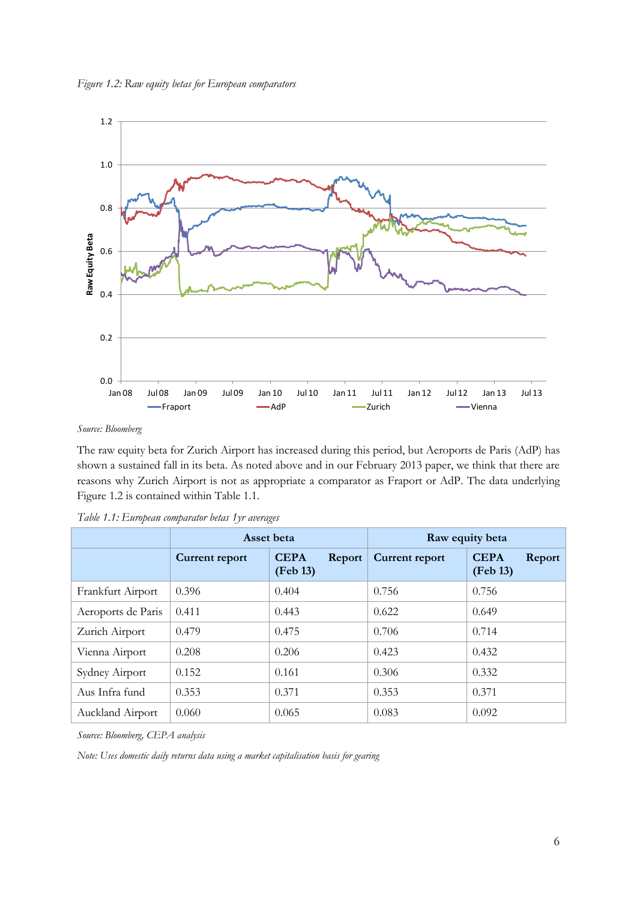*Figure 1.2: Raw equity betas for European comparators*

*Source: Bloomberg*

The raw equity beta for Zurich Airport has increased during this period, but Aeroports de Paris (AdP) has shown a sustained fall in its beta. As noted above and in our February 2013 paper, we think that there are reasons why Zurich Airport is not as appropriate a comparator as Fraport or AdP. The data underlying Figure 1.2 is contained within Table 1.1.

*Table 1.1: European comparator betas 1yr averages*

| | Asset beta | | Raw equity beta | |
|---|---|---|---|---|
| | **Current report** | **CEPA Report (Feb 13)** | **Current report** | **CEPA Report (Feb 13)** |
| Frankfurt Airport | 0.396 | 0.404 | 0.756 | 0.756 |
| Aeroports de Paris | 0.411 | 0.443 | 0.622 | 0.649 |
| Zurich Airport | 0.479 | 0.475 | 0.706 | 0.714 |
| Vienna Airport | 0.208 | 0.206 | 0.423 | 0.432 |
| Sydney Airport | 0.152 | 0.161 | 0.306 | 0.332 |
| Aus Infra fund | 0.353 | 0.371 | 0.353 | 0.371 |
| Auckland Airport | 0.060 | 0.065 | 0.083 | 0.092 |

*Source: Bloomberg, CEPA analysis*

*Note: Uses domestic daily returns data using a market capitalisation basis for gearing*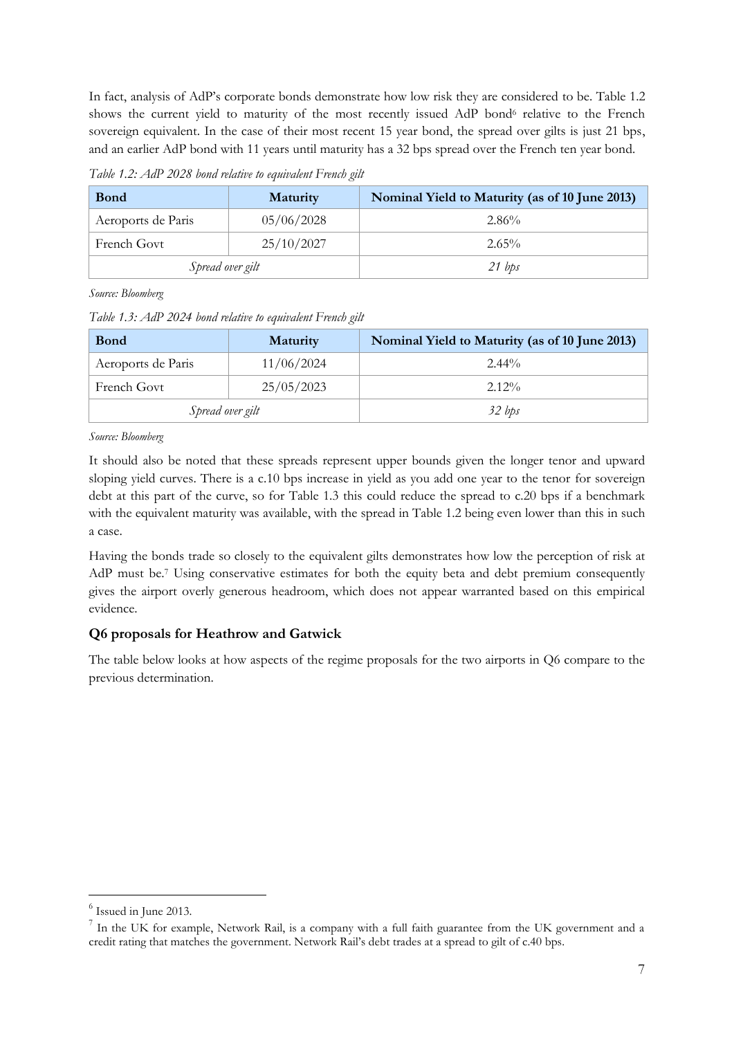In fact, analysis of AdP's corporate bonds demonstrate how low risk they are considered to be. Table 1.2 shows the current yield to maturity of the most recently issued AdP bond[6] relative to the French sovereign equivalent. In the case of their most recent 15 year bond, the spread over gilts is just 21 bps, and an earlier AdP bond with 11 years until maturity has a 32 bps spread over the French ten year bond.

*Table 1.2: AdP 2028 bond relative to equivalent French gilt*

| Bond | Maturity | Nominal Yield to Maturity (as of 10 June 2013) |
|---|---|---|
| Aeroports de Paris | 05/06/2028 | 2.86% |
| French Govt | 25/10/2027 | 2.65% |
| *Spread over gilt* | | *21 bps* |

*Source: Bloomberg*

*Table 1.3: AdP 2024 bond relative to equivalent French gilt*

| Bond | Maturity | Nominal Yield to Maturity (as of 10 June 2013) |
|---|---|---|
| Aeroports de Paris | 11/06/2024 | 2.44% |
| French Govt | 25/05/2023 | 2.12% |
| *Spread over gilt* | | *32 bps* |

*Source: Bloomberg*

It should also be noted that these spreads represent upper bounds given the longer tenor and upward sloping yield curves. There is a c.10 bps increase in yield as you add one year to the tenor for sovereign debt at this part of the curve, so for Table 1.3 this could reduce the spread to c.20 bps if a benchmark with the equivalent maturity was available, with the spread in Table 1.2 being even lower than this in such a case.

Having the bonds trade so closely to the equivalent gilts demonstrates how low the perception of risk at AdP must be.[7] Using conservative estimates for both the equity beta and debt premium consequently gives the airport overly generous headroom, which does not appear warranted based on this empirical evidence.

### Q6 proposals for Heathrow and Gatwick

The table below looks at how aspects of the regime proposals for the two airports in Q6 compare to the previous determination.

---

[6] Issued in June 2013.

[7] In the UK for example, Network Rail, is a company with a full faith guarantee from the UK government and a credit rating that matches the government. Network Rail's debt trades at a spread to gilt of c.40 bps.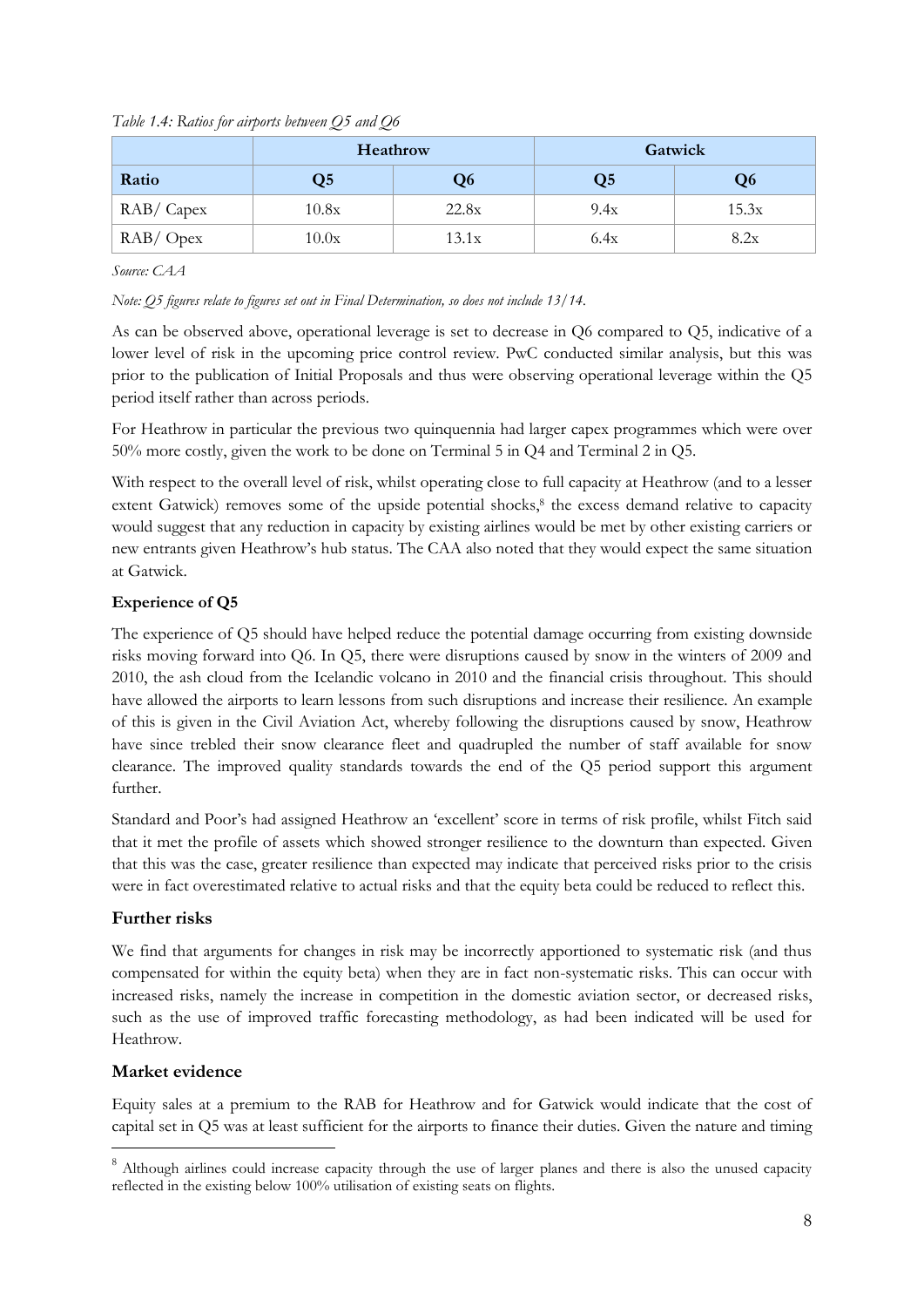*Table 1.4: Ratios for airports between Q5 and Q6*

| | Heathrow | | Gatwick | |
|---|---|---|---|---|
| **Ratio** | **Q5** | **Q6** | **Q5** | **Q6** |
| RAB/ Capex | 10.8x | 22.8x | 9.4x | 15.3x |
| RAB/ Opex | 10.0x | 13.1x | 6.4x | 8.2x |

*Source: CAA*

*Note: Q5 figures relate to figures set out in Final Determination, so does not include 13/14.*

As can be observed above, operational leverage is set to decrease in Q6 compared to Q5, indicative of a lower level of risk in the upcoming price control review. PwC conducted similar analysis, but this was prior to the publication of Initial Proposals and thus were observing operational leverage within the Q5 period itself rather than across periods.

For Heathrow in particular the previous two quinquennia had larger capex programmes which were over 50% more costly, given the work to be done on Terminal 5 in Q4 and Terminal 2 in Q5.

With respect to the overall level of risk, whilst operating close to full capacity at Heathrow (and to a lesser extent Gatwick) removes some of the upside potential shocks,[8] the excess demand relative to capacity would suggest that any reduction in capacity by existing airlines would be met by other existing carriers or new entrants given Heathrow's hub status. The CAA also noted that they would expect the same situation at Gatwick.

**Experience of Q5**

The experience of Q5 should have helped reduce the potential damage occurring from existing downside risks moving forward into Q6. In Q5, there were disruptions caused by snow in the winters of 2009 and 2010, the ash cloud from the Icelandic volcano in 2010 and the financial crisis throughout. This should have allowed the airports to learn lessons from such disruptions and increase their resilience. An example of this is given in the Civil Aviation Act, whereby following the disruptions caused by snow, Heathrow have since trebled their snow clearance fleet and quadrupled the number of staff available for snow clearance. The improved quality standards towards the end of the Q5 period support this argument further.

Standard and Poor's had assigned Heathrow an 'excellent' score in terms of risk profile, whilst Fitch said that it met the profile of assets which showed stronger resilience to the downturn than expected. Given that this was the case, greater resilience than expected may indicate that perceived risks prior to the crisis were in fact overestimated relative to actual risks and that the equity beta could be reduced to reflect this.

## Further risks

We find that arguments for changes in risk may be incorrectly apportioned to systematic risk (and thus compensated for within the equity beta) when they are in fact non-systematic risks. This can occur with increased risks, namely the increase in competition in the domestic aviation sector, or decreased risks, such as the use of improved traffic forecasting methodology, as had been indicated will be used for Heathrow.

## Market evidence

Equity sales at a premium to the RAB for Heathrow and for Gatwick would indicate that the cost of capital set in Q5 was at least sufficient for the airports to finance their duties. Given the nature and timing

[8] Although airlines could increase capacity through the use of larger planes and there is also the unused capacity reflected in the existing below 100% utilisation of existing seats on flights.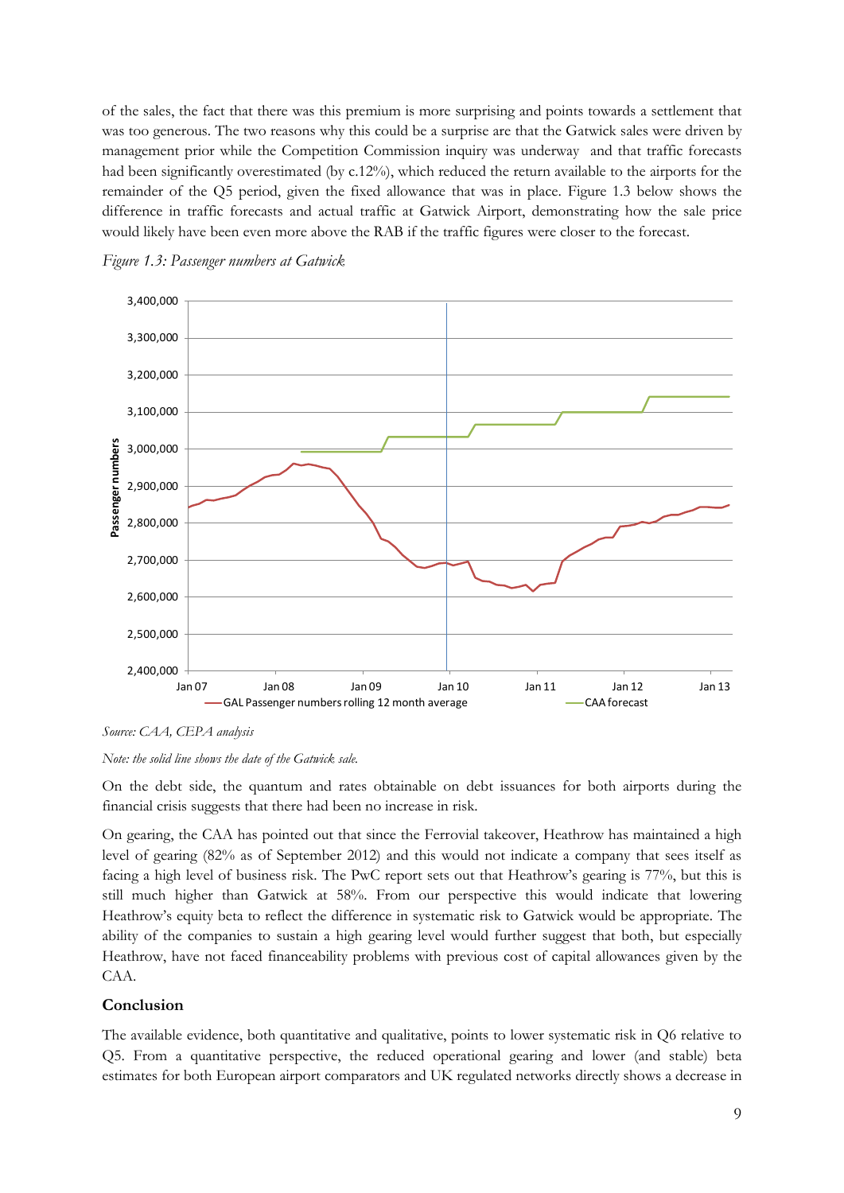of the sales, the fact that there was this premium is more surprising and points towards a settlement that was too generous. The two reasons why this could be a surprise are that the Gatwick sales were driven by management prior while the Competition Commission inquiry was underway and that traffic forecasts had been significantly overestimated (by c.12%), which reduced the return available to the airports for the remainder of the Q5 period, given the fixed allowance that was in place. Figure 1.3 below shows the difference in traffic forecasts and actual traffic at Gatwick Airport, demonstrating how the sale price would likely have been even more above the RAB if the traffic figures were closer to the forecast.

*Figure 1.3: Passenger numbers at Gatwick*

*Source: CAA, CEPA analysis*

*Note: the solid line shows the date of the Gatwick sale.*

On the debt side, the quantum and rates obtainable on debt issuances for both airports during the financial crisis suggests that there had been no increase in risk.

On gearing, the CAA has pointed out that since the Ferrovial takeover, Heathrow has maintained a high level of gearing (82% as of September 2012) and this would not indicate a company that sees itself as facing a high level of business risk. The PwC report sets out that Heathrow's gearing is 77%, but this is still much higher than Gatwick at 58%. From our perspective this would indicate that lowering Heathrow's equity beta to reflect the difference in systematic risk to Gatwick would be appropriate. The ability of the companies to sustain a high gearing level would further suggest that both, but especially Heathrow, have not faced financeability problems with previous cost of capital allowances given by the CAA.

### Conclusion

The available evidence, both quantitative and qualitative, points to lower systematic risk in Q6 relative to Q5. From a quantitative perspective, the reduced operational gearing and lower (and stable) beta estimates for both European airport comparators and UK regulated networks directly shows a decrease in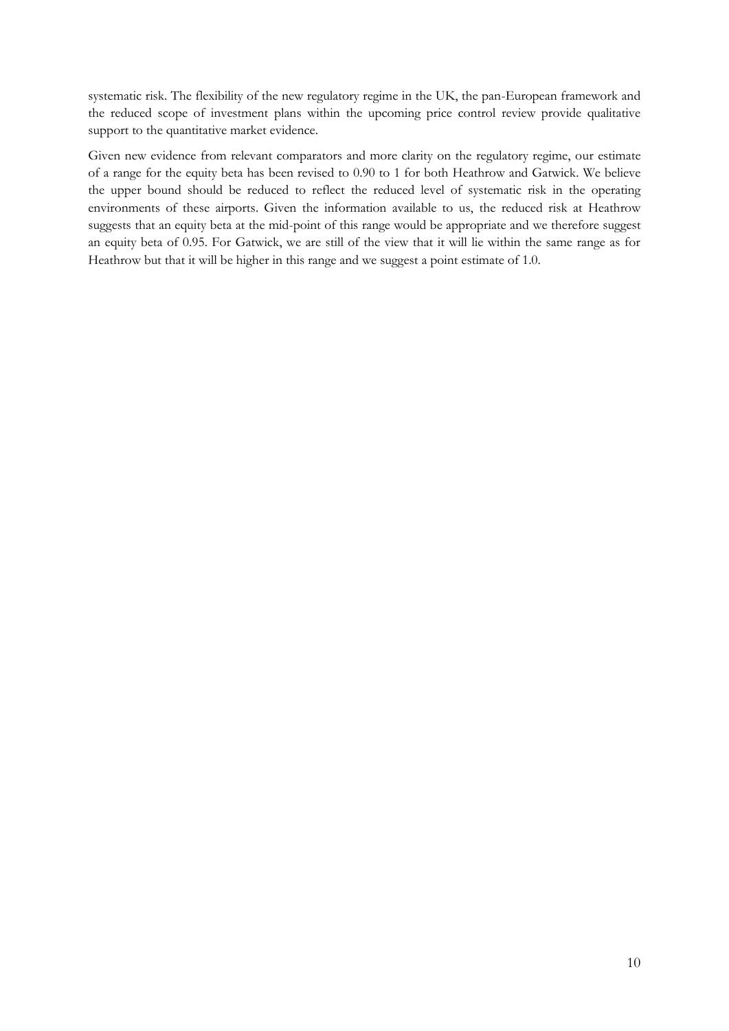systematic risk. The flexibility of the new regulatory regime in the UK, the pan-European framework and the reduced scope of investment plans within the upcoming price control review provide qualitative support to the quantitative market evidence.

Given new evidence from relevant comparators and more clarity on the regulatory regime, our estimate of a range for the equity beta has been revised to 0.90 to 1 for both Heathrow and Gatwick. We believe the upper bound should be reduced to reflect the reduced level of systematic risk in the operating environments of these airports. Given the information available to us, the reduced risk at Heathrow suggests that an equity beta at the mid-point of this range would be appropriate and we therefore suggest an equity beta of 0.95. For Gatwick, we are still of the view that it will lie within the same range as for Heathrow but that it will be higher in this range and we suggest a point estimate of 1.0.